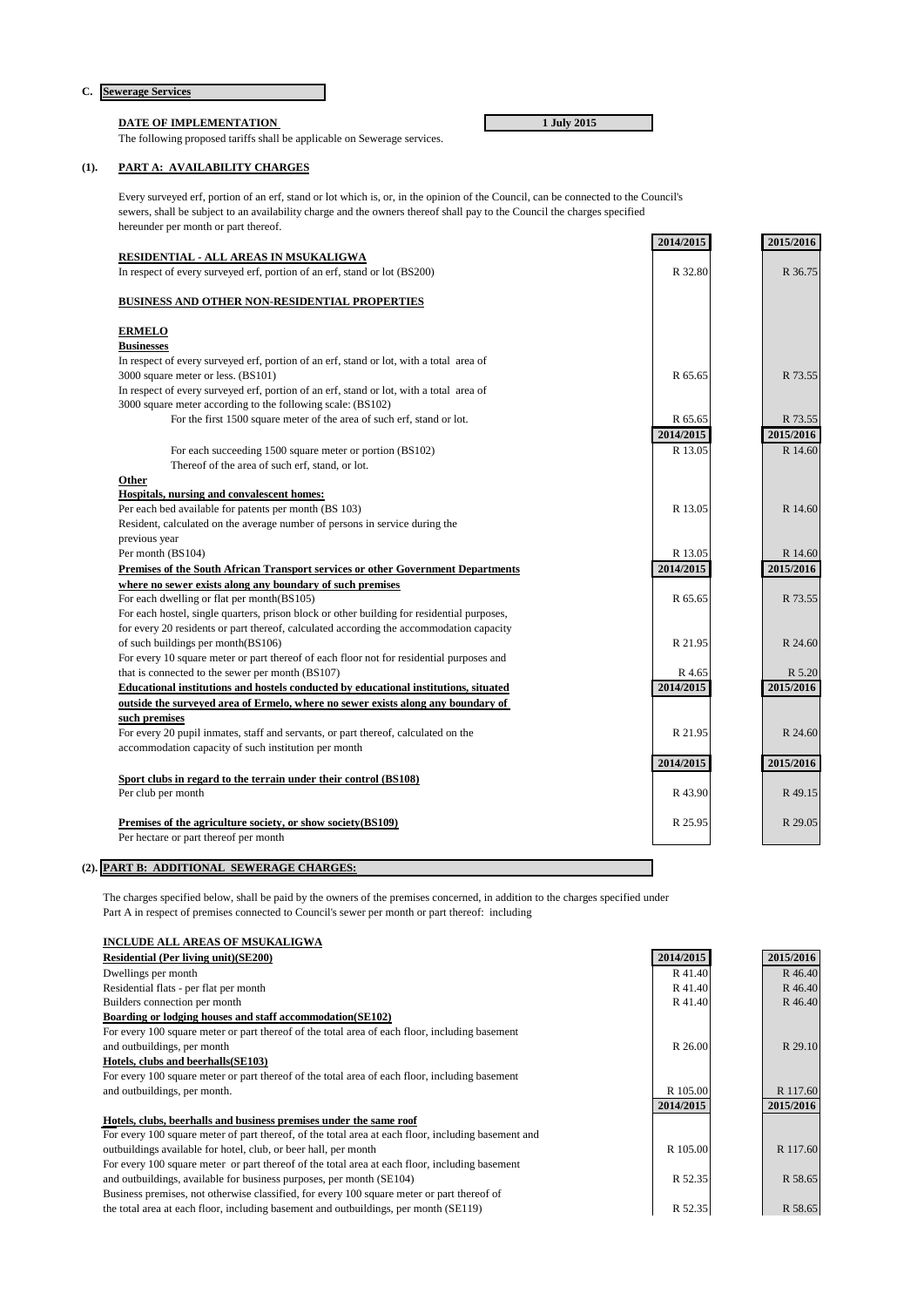## C. Sewerage Services

**DATE OF IMPLEMENTATION** — **1 July 2015**

The following proposed tariffs shall be applicable on Sewerage services.

### (1). PART A: AVAILABILITY CHARGES

Every surveyed erf, portion of an erf, stand or lot which is, or, in the opinion of the Council, can be connected to the Council's sewers, shall be subject to an availability charge and the owners thereof shall pay to the Council the charges specified hereunder per month or part thereof.

| | 2014/2015 | 2015/2016 |
|---|---|---|
| **RESIDENTIAL - ALL AREAS IN MSUKALIGWA** | | |
| In respect of every surveyed erf, portion of an erf, stand or lot (BS200) | R 32.80 | R 36.75 |
| **BUSINESS AND OTHER NON-RESIDENTIAL PROPERTIES** | | |
| **ERMELO** | | |
| **Businesses** | | |
| In respect of every surveyed erf, portion of an erf, stand or lot, with a total area of 3000 square meter or less. (BS101) | R 65.65 | R 73.55 |
| In respect of every surveyed erf, portion of an erf, stand or lot, with a total area of 3000 square meter according to the following scale: (BS102) | | |
| For the first 1500 square meter of the area of such erf, stand or lot. | R 65.65 | R 73.55 |
| | **2014/2015** | **2015/2016** |
| For each succeeding 1500 square meter or portion (BS102) Thereof of the area of such erf, stand, or lot. | R 13.05 | R 14.60 |
| **Other** | | |
| **Hospitals, nursing and convalescent homes:** | | |
| Per each bed available for patents per month (BS 103) | R 13.05 | R 14.60 |
| Resident, calculated on the average number of persons in service during the previous year | | |
| Per month (BS104) | R 13.05 | R 14.60 |
| **Premises of the South African Transport services or other Government Departments where no sewer exists along any boundary of such premises** | **2014/2015** | **2015/2016** |
| For each dwelling or flat per month(BS105) | R 65.65 | R 73.55 |
| For each hostel, single quarters, prison block or other building for residential purposes, for every 20 residents or part thereof, calculated according the accommodation capacity of such buildings per month(BS106) | R 21.95 | R 24.60 |
| For every 10 square meter or part thereof of each floor not for residential purposes and that is connected to the sewer per month (BS107) | R 4.65 | R 5.20 |
| **Educational institutions and hostels conducted by educational institutions, situated outside the surveyed area of Ermelo, where no sewer exists along any boundary of such premises** | **2014/2015** | **2015/2016** |
| For every 20 pupil inmates, staff and servants, or part thereof, calculated on the accommodation capacity of such institution per month | R 21.95 | R 24.60 |
| | **2014/2015** | **2015/2016** |
| **Sport clubs in regard to the terrain under their control (BS108)** | | |
| Per club per month | R 43.90 | R 49.15 |
| **Premises of the agriculture society, or show society(BS109)** Per hectare or part thereof per month | R 25.95 | R 29.05 |

### (2). PART B: ADDITIONAL SEWERAGE CHARGES:

The charges specified below, shall be paid by the owners of the premises concerned, in addition to the charges specified under Part A in respect of premises connected to Council's sewer per month or part thereof: including

**INCLUDE ALL AREAS OF MSUKALIGWA**

| | 2014/2015 | 2015/2016 |
|---|---|---|
| **Residential (Per living unit)(SE200)** | | |
| Dwellings per month | R 41.40 | R 46.40 |
| Residential flats - per flat per month | R 41.40 | R 46.40 |
| Builders connection per month | R 41.40 | R 46.40 |
| **Boarding or lodging houses and staff accommodation(SE102)** | | |
| For every 100 square meter or part thereof of the total area of each floor, including basement and outbuildings, per month | R 26.00 | R 29.10 |
| **Hotels, clubs and beerhalls(SE103)** | | |
| For every 100 square meter or part thereof of the total area of each floor, including basement and outbuildings, per month. | R 105.00 | R 117.60 |
| | **2014/2015** | **2015/2016** |
| **Hotels, clubs, beerhalls and business premises under the same roof** | | |
| For every 100 square meter of part thereof, of the total area at each floor, including basement and outbuildings available for hotel, club, or beer hall, per month | R 105.00 | R 117.60 |
| For every 100 square meter or part thereof of the total area at each floor, including basement and outbuildings, available for business purposes, per month (SE104) | R 52.35 | R 58.65 |
| Business premises, not otherwise classified, for every 100 square meter or part thereof of the total area at each floor, including basement and outbuildings, per month (SE119) | R 52.35 | R 58.65 |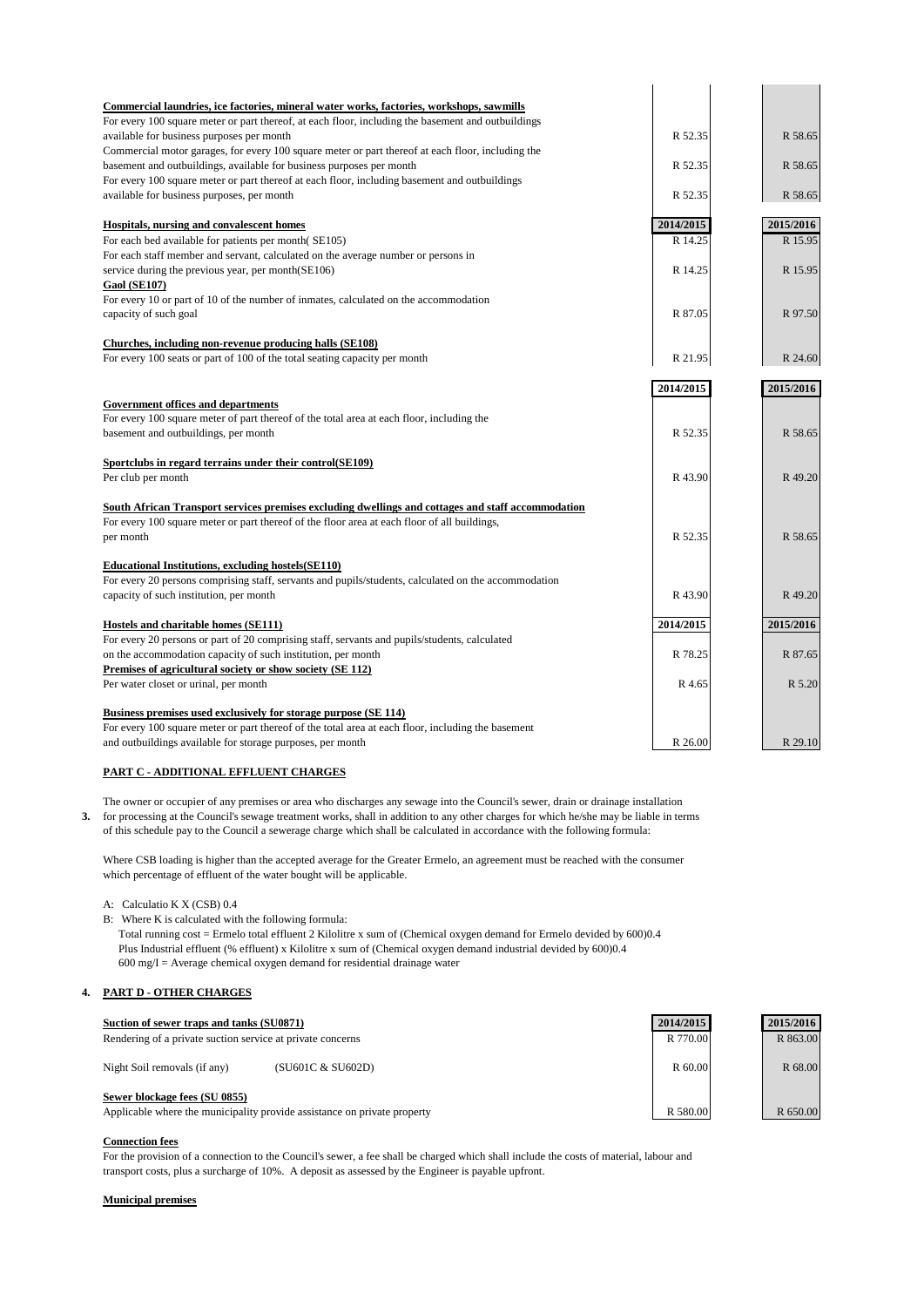| | 2014/2015 | 2015/2016 |
|---|---|---|
| **Commercial laundries, ice factories, mineral water works, factories, workshops, sawmills** | | |
| For every 100 square meter or part thereof, at each floor, including the basement and outbuildings available for business purposes per month | R 52.35 | R 58.65 |
| Commercial motor garages, for every 100 square meter or part thereof at each floor, including the basement and outbuildings, available for business purposes per month | R 52.35 | R 58.65 |
| For every 100 square meter or part thereof at each floor, including basement and outbuildings available for business purposes, per month | R 52.35 | R 58.65 |
| **Hospitals, nursing and convalescent homes** | **2014/2015** | **2015/2016** |
| For each bed available for patients per month( SE105) | R 14.25 | R 15.95 |
| For each staff member and servant, calculated on the average number or persons in service during the previous year, per month(SE106) | R 14.25 | R 15.95 |
| **Gaol (SE107)** | | |
| For every 10 or part of 10 of the number of inmates, calculated on the accommodation capacity of such goal | R 87.05 | R 97.50 |
| **Churches, including non-revenue producing halls (SE108)** | | |
| For every 100 seats or part of 100 of the total seating capacity per month | R 21.95 | R 24.60 |
| | **2014/2015** | **2015/2016** |
| **Government offices and departments** | | |
| For every 100 square meter of part thereof of the total area at each floor, including the basement and outbuildings, per month | R 52.35 | R 58.65 |
| **Sportclubs in regard terrains under their control(SE109)** | | |
| Per club per month | R 43.90 | R 49.20 |
| **South African Transport services premises excluding dwellings and cottages and staff accommodation** | | |
| For every 100 square meter or part thereof of the floor area at each floor of all buildings, per month | R 52.35 | R 58.65 |
| **Educational Institutions, excluding hostels(SE110)** | | |
| For every 20 persons comprising staff, servants and pupils/students, calculated on the accommodation capacity of such institution, per month | R 43.90 | R 49.20 |
| **Hostels and charitable homes (SE111)** | **2014/2015** | **2015/2016** |
| For every 20 persons or part of 20 comprising staff, servants and pupils/students, calculated on the accommodation capacity of such institution, per month | R 78.25 | R 87.65 |
| **Premises of agricultural society or show society (SE 112)** | | |
| Per water closet or urinal, per month | R 4.65 | R 5.20 |
| **Business premises used exclusively for storage purpose (SE 114)** | | |
| For every 100 square meter or part thereof of the total area at each floor, including the basement and outbuildings available for storage purposes, per month | R 26.00 | R 29.10 |

## PART C - ADDITIONAL EFFLUENT CHARGES

3. The owner or occupier of any premises or area who discharges any sewage into the Council's sewer, drain or drainage installation for processing at the Council's sewage treatment works, shall in addition to any other charges for which he/she may be liable in terms of this schedule pay to the Council a sewerage charge which shall be calculated in accordance with the following formula:

Where CSB loading is higher than the accepted average for the Greater Ermelo, an agreement must be reached with the consumer which percentage of effluent of the water bought will be applicable.

A: Calculatio K X (CSB) 0.4

B: Where K is calculated with the following formula:
Total running cost = Ermelo total effluent 2 Kilolitre x sum of (Chemical oxygen demand for Ermelo devided by 600)0.4
Plus Industrial effluent (% effluent) x Kilolitre x sum of (Chemical oxygen demand industrial devided by 600)0.4
600 mg/I = Average chemical oxygen demand for residential drainage water

## 4. PART D - OTHER CHARGES

| | | 2014/2015 | 2015/2016 |
|---|---|---|---|
| **Suction of sewer traps and tanks (SU0871)** | | | |
| Rendering of a private suction service at private concerns | | R 770.00 | R 863.00 |
| Night Soil removals (if any) | (SU601C & SU602D) | R 60.00 | R 68.00 |
| **Sewer blockage fees (SU 0855)** | | | |
| Applicable where the municipality provide assistance on private property | | R 580.00 | R 650.00 |

**Connection fees**

For the provision of a connection to the Council's sewer, a fee shall be charged which shall include the costs of material, labour and transport costs, plus a surcharge of 10%. A deposit as assessed by the Engineer is payable upfront.

**Municipal premises**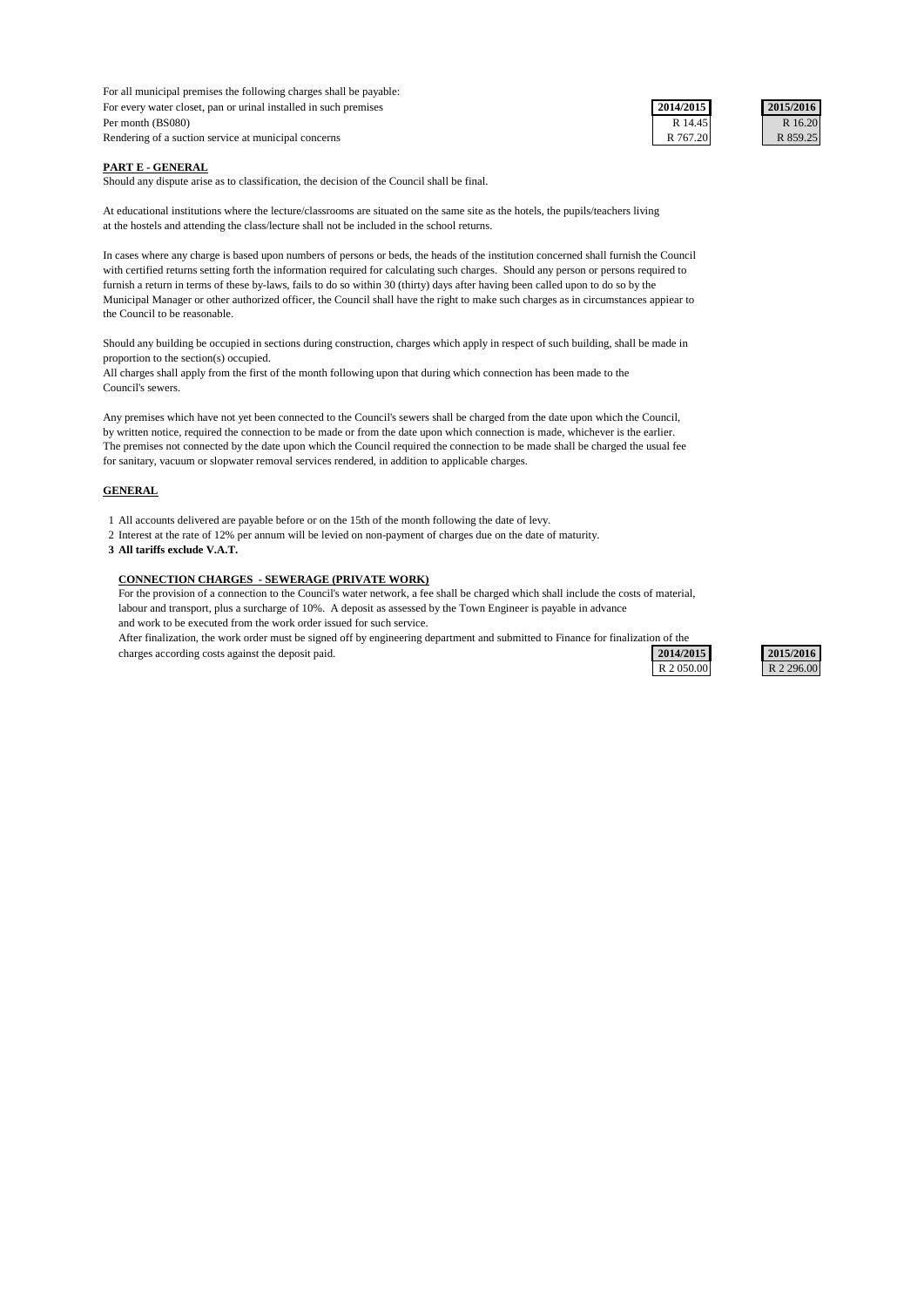For all municipal premises the following charges shall be payable:

| | 2014/2015 | 2015/2016 |
|---|---|---|
| For every water closet, pan or urinal installed in such premises | | |
| Per month (BS080) | R 14.45 | R 16.20 |
| Rendering of a suction service at municipal concerns | R 767.20 | R 859.25 |

**PART E - GENERAL**

Should any dispute arise as to classification, the decision of the Council shall be final.

At educational institutions where the lecture/classrooms are situated on the same site as the hotels, the pupils/teachers living at the hostels and attending the class/lecture shall not be included in the school returns.

In cases where any charge is based upon numbers of persons or beds, the heads of the institution concerned shall furnish the Council with certified returns setting forth the information required for calculating such charges. Should any person or persons required to furnish a return in terms of these by-laws, fails to do so within 30 (thirty) days after having been called upon to do so by the Municipal Manager or other authorized officer, the Council shall have the right to make such charges as in circumstances appiear to the Council to be reasonable.

Should any building be occupied in sections during construction, charges which apply in respect of such building, shall be made in proportion to the section(s) occupied.

All charges shall apply from the first of the month following upon that during which connection has been made to the Council's sewers.

Any premises which have not yet been connected to the Council's sewers shall be charged from the date upon which the Council, by written notice, required the connection to be made or from the date upon which connection is made, whichever is the earlier. The premises not connected by the date upon which the Council required the connection to be made shall be charged the usual fee for sanitary, vacuum or slopwater removal services rendered, in addition to applicable charges.

**GENERAL**

1. All accounts delivered are payable before or on the 15th of the month following the date of levy.
2. Interest at the rate of 12% per annum will be levied on non-payment of charges due on the date of maturity.
3. **All tariffs exclude V.A.T.**

**CONNECTION CHARGES - SEWERAGE (PRIVATE WORK)**

For the provision of a connection to the Council's water network, a fee shall be charged which shall include the costs of material, labour and transport, plus a surcharge of 10%. A deposit as assessed by the Town Engineer is payable in advance and work to be executed from the work order issued for such service.

After finalization, the work order must be signed off by engineering department and submitted to Finance for finalization of the charges according costs against the deposit paid.

| 2014/2015 | 2015/2016 |
|---|---|
| R 2 050.00 | R 2 296.00 |